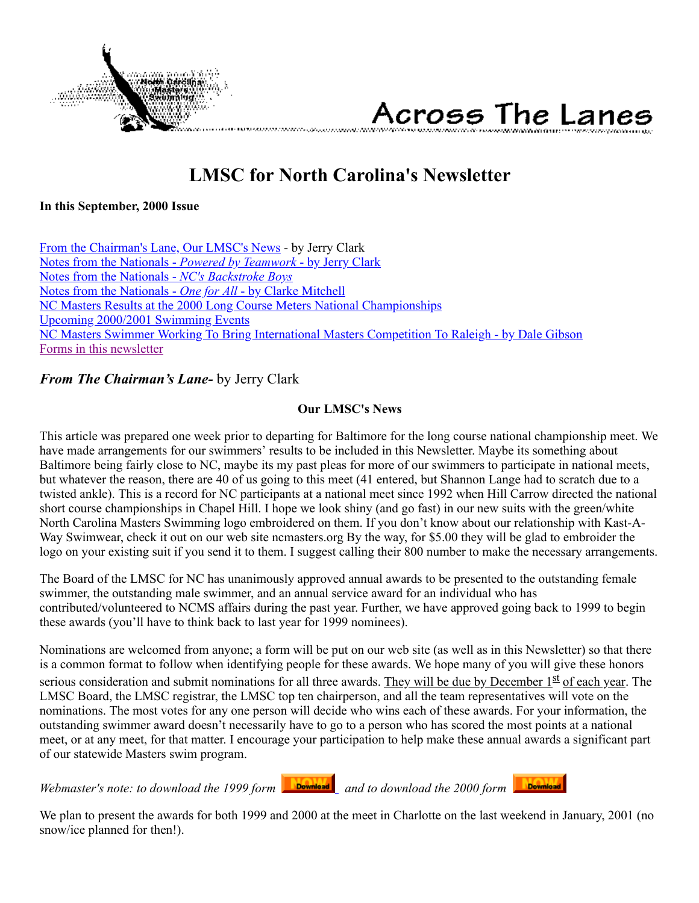Across The Lanes

# LMSC for North Carolina's Newsletter

**In this September, 2000 Issue**

From the Chairman's Lane, Our LMSC's News - by Jerry Clark
Notes from the Nationals - *Powered by Teamwork* - by Jerry Clark
Notes from the Nationals - *NC's Backstroke Boys*
Notes from the Nationals - *One for All* - by Clarke Mitchell
NC Masters Results at the 2000 Long Course Meters National Championships
Upcoming 2000/2001 Swimming Events
NC Masters Swimmer Working To Bring International Masters Competition To Raleigh - by Dale Gibson
Forms in this newsletter

## *From The Chairman's Lane-* by Jerry Clark

**Our LMSC's News**

This article was prepared one week prior to departing for Baltimore for the long course national championship meet. We have made arrangements for our swimmers' results to be included in this Newsletter. Maybe its something about Baltimore being fairly close to NC, maybe its my past pleas for more of our swimmers to participate in national meets, but whatever the reason, there are 40 of us going to this meet (41 entered, but Shannon Lange had to scratch due to a twisted ankle). This is a record for NC participants at a national meet since 1992 when Hill Carrow directed the national short course championships in Chapel Hill. I hope we look shiny (and go fast) in our new suits with the green/white North Carolina Masters Swimming logo embroidered on them. If you don't know about our relationship with Kast-A-Way Swimwear, check it out on our web site ncmasters.org By the way, for $5.00 they will be glad to embroider the logo on your existing suit if you send it to them. I suggest calling their 800 number to make the necessary arrangements.

The Board of the LMSC for NC has unanimously approved annual awards to be presented to the outstanding female swimmer, the outstanding male swimmer, and an annual service award for an individual who has contributed/volunteered to NCMS affairs during the past year. Further, we have approved going back to 1999 to begin these awards (you'll have to think back to last year for 1999 nominees).

Nominations are welcomed from anyone; a form will be put on our web site (as well as in this Newsletter) so that there is a common format to follow when identifying people for these awards. We hope many of you will give these honors serious consideration and submit nominations for all three awards. They will be due by December 1st of each year. The LMSC Board, the LMSC registrar, the LMSC top ten chairperson, and all the team representatives will vote on the nominations. The most votes for any one person will decide who wins each of these awards. For your information, the outstanding swimmer award doesn't necessarily have to go to a person who has scored the most points at a national meet, or at any meet, for that matter. I encourage your participation to help make these annual awards a significant part of our statewide Masters swim program.

*Webmaster's note: to download the 1999 form* NOW Download *and to download the 2000 form* NOW Download

We plan to present the awards for both 1999 and 2000 at the meet in Charlotte on the last weekend in January, 2001 (no snow/ice planned for then!).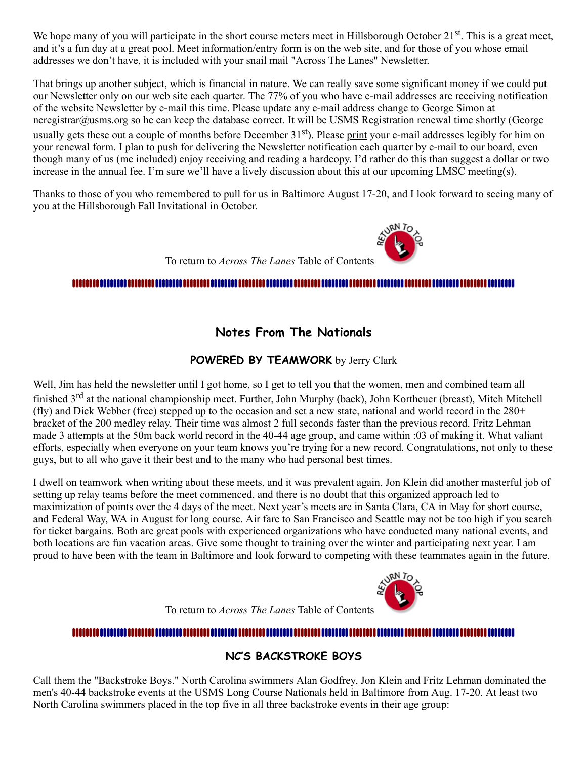We hope many of you will participate in the short course meters meet in Hillsborough October 21st. This is a great meet, and it's a fun day at a great pool. Meet information/entry form is on the web site, and for those of you whose email addresses we don't have, it is included with your snail mail "Across The Lanes" Newsletter.

That brings up another subject, which is financial in nature. We can really save some significant money if we could put our Newsletter only on our web site each quarter. The 77% of you who have e-mail addresses are receiving notification of the website Newsletter by e-mail this time. Please update any e-mail address change to George Simon at ncregistrar@usms.org so he can keep the database correct. It will be USMS Registration renewal time shortly (George usually gets these out a couple of months before December 31st). Please print your e-mail addresses legibly for him on your renewal form. I plan to push for delivering the Newsletter notification each quarter by e-mail to our board, even though many of us (me included) enjoy receiving and reading a hardcopy. I'd rather do this than suggest a dollar or two increase in the annual fee. I'm sure we'll have a lively discussion about this at our upcoming LMSC meeting(s).

Thanks to those of you who remembered to pull for us in Baltimore August 17-20, and I look forward to seeing many of you at the Hillsborough Fall Invitational in October.

To return to *Across The Lanes* Table of Contents

## Notes From The Nationals

### POWERED BY TEAMWORK by Jerry Clark

Well, Jim has held the newsletter until I got home, so I get to tell you that the women, men and combined team all finished 3rd at the national championship meet. Further, John Murphy (back), John Kortheuer (breast), Mitch Mitchell (fly) and Dick Webber (free) stepped up to the occasion and set a new state, national and world record in the 280+ bracket of the 200 medley relay. Their time was almost 2 full seconds faster than the previous record. Fritz Lehman made 3 attempts at the 50m back world record in the 40-44 age group, and came within :03 of making it. What valiant efforts, especially when everyone on your team knows you're trying for a new record. Congratulations, not only to these guys, but to all who gave it their best and to the many who had personal best times.

I dwell on teamwork when writing about these meets, and it was prevalent again. Jon Klein did another masterful job of setting up relay teams before the meet commenced, and there is no doubt that this organized approach led to maximization of points over the 4 days of the meet. Next year's meets are in Santa Clara, CA in May for short course, and Federal Way, WA in August for long course. Air fare to San Francisco and Seattle may not be too high if you search for ticket bargains. Both are great pools with experienced organizations who have conducted many national events, and both locations are fun vacation areas. Give some thought to training over the winter and participating next year. I am proud to have been with the team in Baltimore and look forward to competing with these teammates again in the future.

To return to *Across The Lanes* Table of Contents

### NC'S BACKSTROKE BOYS

Call them the "Backstroke Boys." North Carolina swimmers Alan Godfrey, Jon Klein and Fritz Lehman dominated the men's 40-44 backstroke events at the USMS Long Course Nationals held in Baltimore from Aug. 17-20. At least two North Carolina swimmers placed in the top five in all three backstroke events in their age group: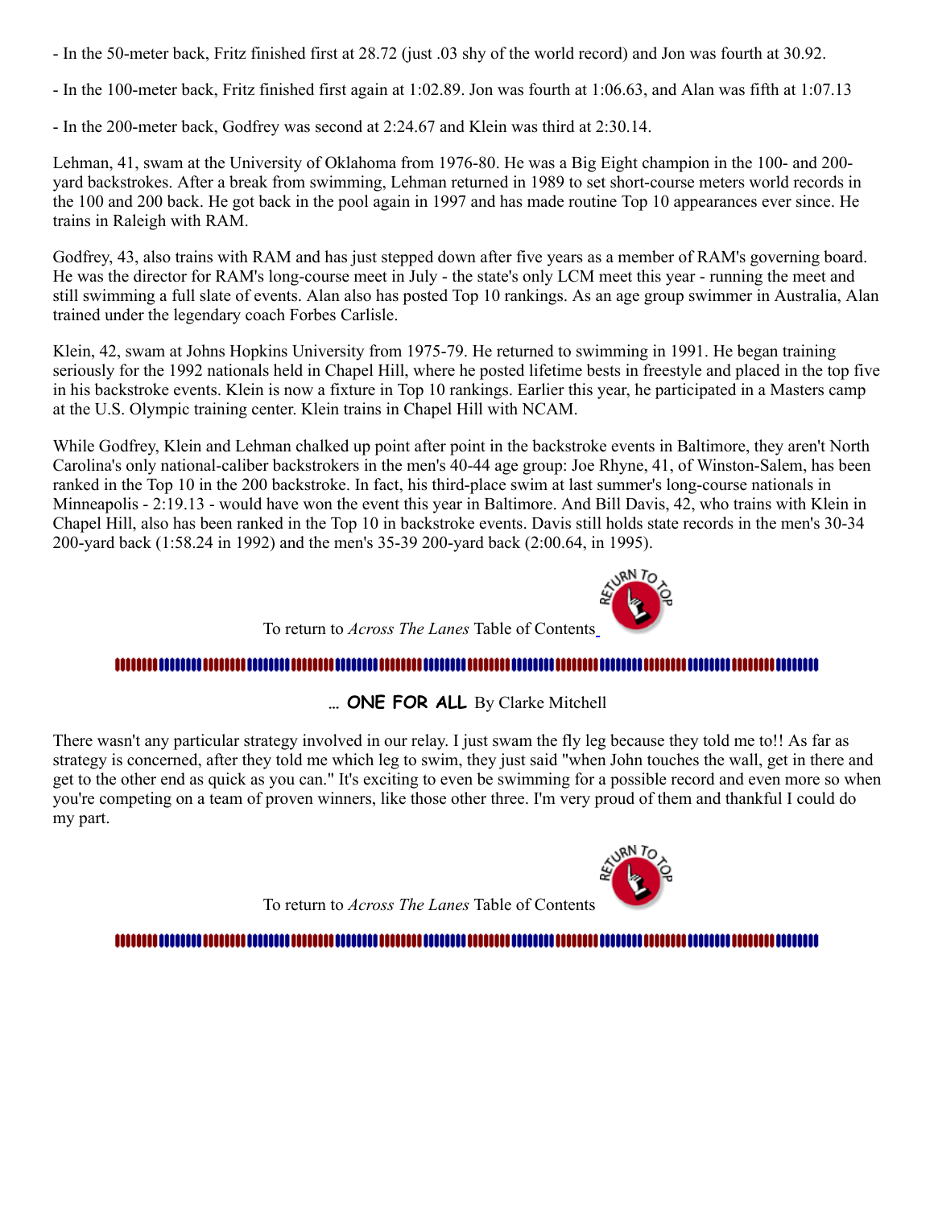- In the 50-meter back, Fritz finished first at 28.72 (just .03 shy of the world record) and Jon was fourth at 30.92.

- In the 100-meter back, Fritz finished first again at 1:02.89. Jon was fourth at 1:06.63, and Alan was fifth at 1:07.13

- In the 200-meter back, Godfrey was second at 2:24.67 and Klein was third at 2:30.14.

Lehman, 41, swam at the University of Oklahoma from 1976-80. He was a Big Eight champion in the 100- and 200-yard backstrokes. After a break from swimming, Lehman returned in 1989 to set short-course meters world records in the 100 and 200 back. He got back in the pool again in 1997 and has made routine Top 10 appearances ever since. He trains in Raleigh with RAM.

Godfrey, 43, also trains with RAM and has just stepped down after five years as a member of RAM's governing board. He was the director for RAM's long-course meet in July - the state's only LCM meet this year - running the meet and still swimming a full slate of events. Alan also has posted Top 10 rankings. As an age group swimmer in Australia, Alan trained under the legendary coach Forbes Carlisle.

Klein, 42, swam at Johns Hopkins University from 1975-79. He returned to swimming in 1991. He began training seriously for the 1992 nationals held in Chapel Hill, where he posted lifetime bests in freestyle and placed in the top five in his backstroke events. Klein is now a fixture in Top 10 rankings. Earlier this year, he participated in a Masters camp at the U.S. Olympic training center. Klein trains in Chapel Hill with NCAM.

While Godfrey, Klein and Lehman chalked up point after point in the backstroke events in Baltimore, they aren't North Carolina's only national-caliber backstrokers in the men's 40-44 age group: Joe Rhyne, 41, of Winston-Salem, has been ranked in the Top 10 in the 200 backstroke. In fact, his third-place swim at last summer's long-course nationals in Minneapolis - 2:19.13 - would have won the event this year in Baltimore. And Bill Davis, 42, who trains with Klein in Chapel Hill, also has been ranked in the Top 10 in backstroke events. Davis still holds state records in the men's 30-34 200-yard back (1:58.24 in 1992) and the men's 35-39 200-yard back (2:00.64, in 1995).

To return to *Across The Lanes* Table of Contents

... **ONE FOR ALL** By Clarke Mitchell

There wasn't any particular strategy involved in our relay. I just swam the fly leg because they told me to!! As far as strategy is concerned, after they told me which leg to swim, they just said "when John touches the wall, get in there and get to the other end as quick as you can." It's exciting to even be swimming for a possible record and even more so when you're competing on a team of proven winners, like those other three. I'm very proud of them and thankful I could do my part.

To return to *Across The Lanes* Table of Contents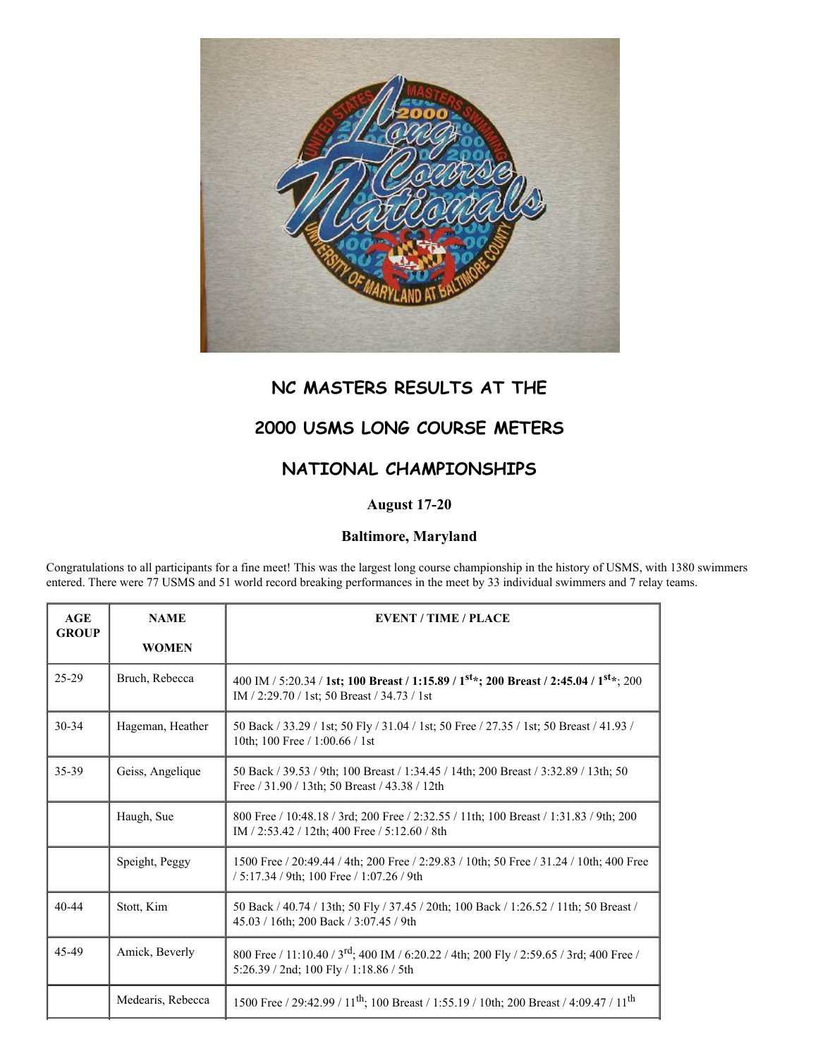## NC MASTERS RESULTS AT THE

## 2000 USMS LONG COURSE METERS

## NATIONAL CHAMPIONSHIPS

**August 17-20**

**Baltimore, Maryland**

Congratulations to all participants for a fine meet! This was the largest long course championship in the history of USMS, with 1380 swimmers entered. There were 77 USMS and 51 world record breaking performances in the meet by 33 individual swimmers and 7 relay teams.

| AGE GROUP | NAME<br>WOMEN | EVENT / TIME / PLACE |
|---|---|---|
| 25-29 | Bruch, Rebecca | 400 IM / 5:20.34 / **1st; 100 Breast / 1:15.89 / 1st*; 200 Breast / 2:45.04 / 1st***; 200 IM / 2:29.70 / 1st; 50 Breast / 34.73 / 1st |
| 30-34 | Hageman, Heather | 50 Back / 33.29 / 1st; 50 Fly / 31.04 / 1st; 50 Free / 27.35 / 1st; 50 Breast / 41.93 / 10th; 100 Free / 1:00.66 / 1st |
| 35-39 | Geiss, Angelique | 50 Back / 39.53 / 9th; 100 Breast / 1:34.45 / 14th; 200 Breast / 3:32.89 / 13th; 50 Free / 31.90 / 13th; 50 Breast / 43.38 / 12th |
| | Haugh, Sue | 800 Free / 10:48.18 / 3rd; 200 Free / 2:32.55 / 11th; 100 Breast / 1:31.83 / 9th; 200 IM / 2:53.42 / 12th; 400 Free / 5:12.60 / 8th |
| | Speight, Peggy | 1500 Free / 20:49.44 / 4th; 200 Free / 2:29.83 / 10th; 50 Free / 31.24 / 10th; 400 Free / 5:17.34 / 9th; 100 Free / 1:07.26 / 9th |
| 40-44 | Stott, Kim | 50 Back / 40.74 / 13th; 50 Fly / 37.45 / 20th; 100 Back / 1:26.52 / 11th; 50 Breast / 45.03 / 16th; 200 Back / 3:07.45 / 9th |
| 45-49 | Amick, Beverly | 800 Free / 11:10.40 / 3rd; 400 IM / 6:20.22 / 4th; 200 Fly / 2:59.65 / 3rd; 400 Free / 5:26.39 / 2nd; 100 Fly / 1:18.86 / 5th |
| | Medearis, Rebecca | 1500 Free / 29:42.99 / 11th; 100 Breast / 1:55.19 / 10th; 200 Breast / 4:09.47 / 11th |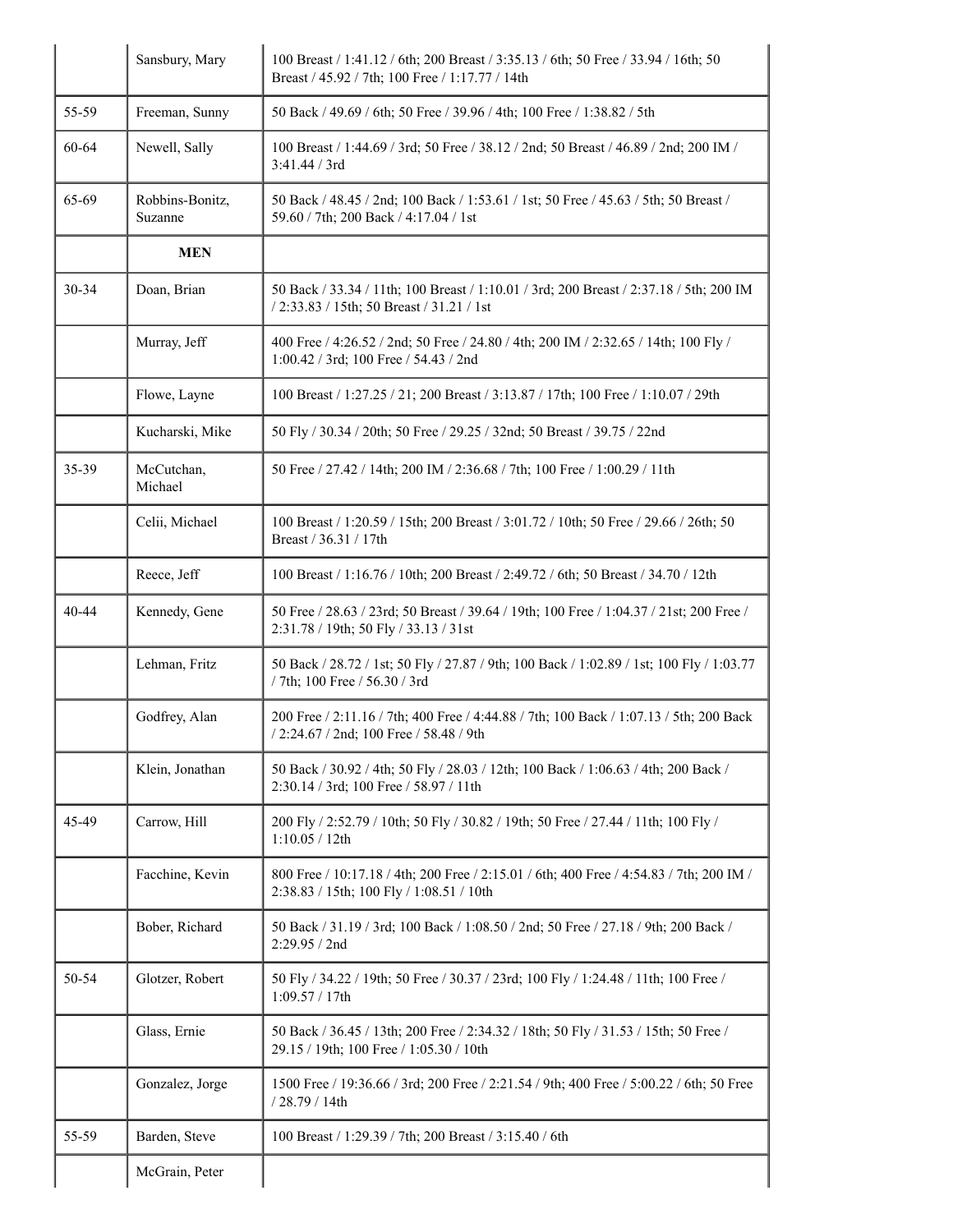|  | Sansbury, Mary | 100 Breast / 1:41.12 / 6th; 200 Breast / 3:35.13 / 6th; 50 Free / 33.94 / 16th; 50 Breast / 45.92 / 7th; 100 Free / 1:17.77 / 14th |
|---|---|---|
| 55-59 | Freeman, Sunny | 50 Back / 49.69 / 6th; 50 Free / 39.96 / 4th; 100 Free / 1:38.82 / 5th |
| 60-64 | Newell, Sally | 100 Breast / 1:44.69 / 3rd; 50 Free / 38.12 / 2nd; 50 Breast / 46.89 / 2nd; 200 IM / 3:41.44 / 3rd |
| 65-69 | Robbins-Bonitz, Suzanne | 50 Back / 48.45 / 2nd; 100 Back / 1:53.61 / 1st; 50 Free / 45.63 / 5th; 50 Breast / 59.60 / 7th; 200 Back / 4:17.04 / 1st |
|  | **MEN** |  |
| 30-34 | Doan, Brian | 50 Back / 33.34 / 11th; 100 Breast / 1:10.01 / 3rd; 200 Breast / 2:37.18 / 5th; 200 IM / 2:33.83 / 15th; 50 Breast / 31.21 / 1st |
|  | Murray, Jeff | 400 Free / 4:26.52 / 2nd; 50 Free / 24.80 / 4th; 200 IM / 2:32.65 / 14th; 100 Fly / 1:00.42 / 3rd; 100 Free / 54.43 / 2nd |
|  | Flowe, Layne | 100 Breast / 1:27.25 / 21; 200 Breast / 3:13.87 / 17th; 100 Free / 1:10.07 / 29th |
|  | Kucharski, Mike | 50 Fly / 30.34 / 20th; 50 Free / 29.25 / 32nd; 50 Breast / 39.75 / 22nd |
| 35-39 | McCutchan, Michael | 50 Free / 27.42 / 14th; 200 IM / 2:36.68 / 7th; 100 Free / 1:00.29 / 11th |
|  | Celii, Michael | 100 Breast / 1:20.59 / 15th; 200 Breast / 3:01.72 / 10th; 50 Free / 29.66 / 26th; 50 Breast / 36.31 / 17th |
|  | Reece, Jeff | 100 Breast / 1:16.76 / 10th; 200 Breast / 2:49.72 / 6th; 50 Breast / 34.70 / 12th |
| 40-44 | Kennedy, Gene | 50 Free / 28.63 / 23rd; 50 Breast / 39.64 / 19th; 100 Free / 1:04.37 / 21st; 200 Free / 2:31.78 / 19th; 50 Fly / 33.13 / 31st |
|  | Lehman, Fritz | 50 Back / 28.72 / 1st; 50 Fly / 27.87 / 9th; 100 Back / 1:02.89 / 1st; 100 Fly / 1:03.77 / 7th; 100 Free / 56.30 / 3rd |
|  | Godfrey, Alan | 200 Free / 2:11.16 / 7th; 400 Free / 4:44.88 / 7th; 100 Back / 1:07.13 / 5th; 200 Back / 2:24.67 / 2nd; 100 Free / 58.48 / 9th |
|  | Klein, Jonathan | 50 Back / 30.92 / 4th; 50 Fly / 28.03 / 12th; 100 Back / 1:06.63 / 4th; 200 Back / 2:30.14 / 3rd; 100 Free / 58.97 / 11th |
| 45-49 | Carrow, Hill | 200 Fly / 2:52.79 / 10th; 50 Fly / 30.82 / 19th; 50 Free / 27.44 / 11th; 100 Fly / 1:10.05 / 12th |
|  | Facchine, Kevin | 800 Free / 10:17.18 / 4th; 200 Free / 2:15.01 / 6th; 400 Free / 4:54.83 / 7th; 200 IM / 2:38.83 / 15th; 100 Fly / 1:08.51 / 10th |
|  | Bober, Richard | 50 Back / 31.19 / 3rd; 100 Back / 1:08.50 / 2nd; 50 Free / 27.18 / 9th; 200 Back / 2:29.95 / 2nd |
| 50-54 | Glotzer, Robert | 50 Fly / 34.22 / 19th; 50 Free / 30.37 / 23rd; 100 Fly / 1:24.48 / 11th; 100 Free / 1:09.57 / 17th |
|  | Glass, Ernie | 50 Back / 36.45 / 13th; 200 Free / 2:34.32 / 18th; 50 Fly / 31.53 / 15th; 50 Free / 29.15 / 19th; 100 Free / 1:05.30 / 10th |
|  | Gonzalez, Jorge | 1500 Free / 19:36.66 / 3rd; 200 Free / 2:21.54 / 9th; 400 Free / 5:00.22 / 6th; 50 Free / 28.79 / 14th |
| 55-59 | Barden, Steve | 100 Breast / 1:29.39 / 7th; 200 Breast / 3:15.40 / 6th |
|  | McGrain, Peter |  |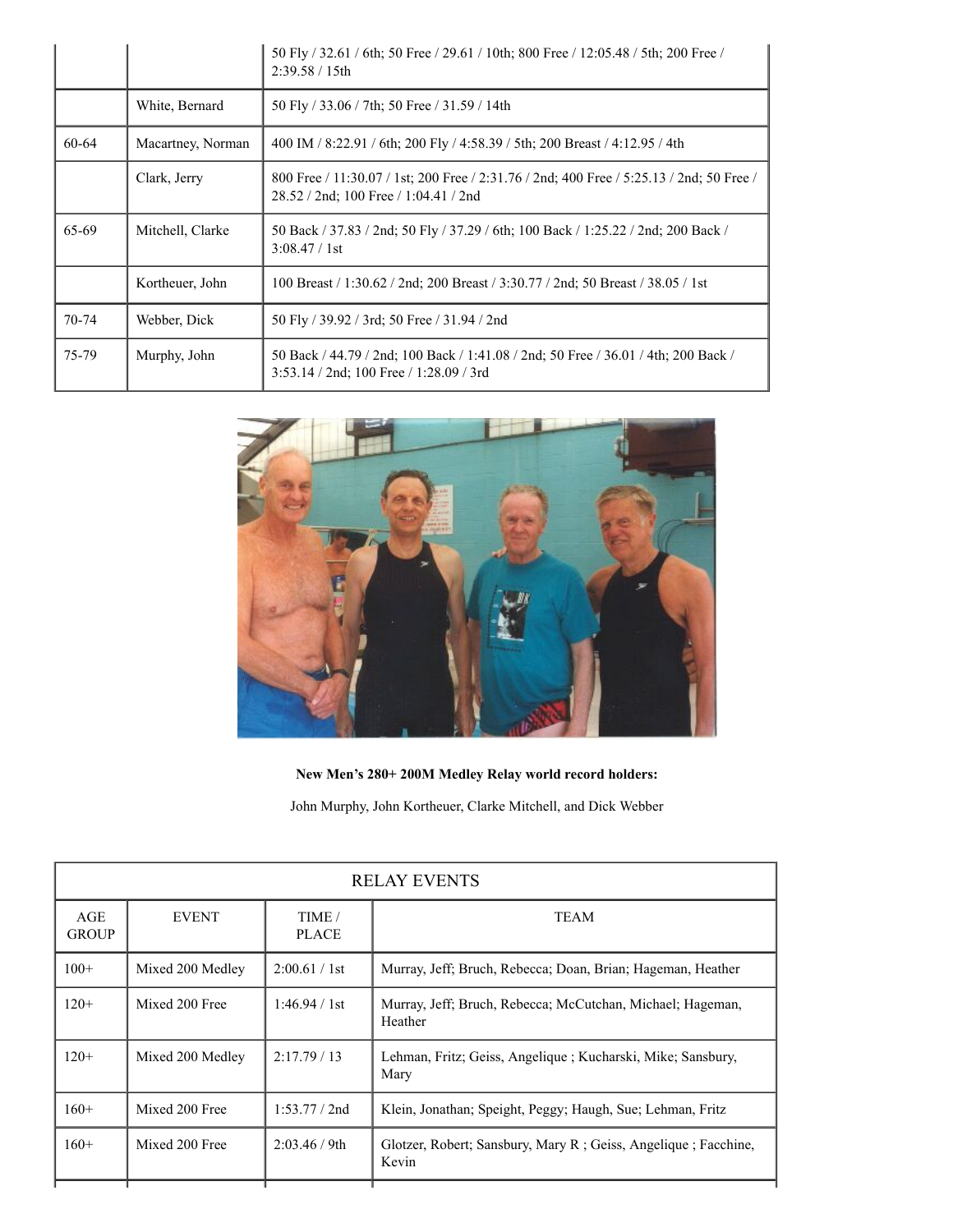|  |  | 50 Fly / 32.61 / 6th; 50 Free / 29.61 / 10th; 800 Free / 12:05.48 / 5th; 200 Free / 2:39.58 / 15th |
|---|---|---|
|  | White, Bernard | 50 Fly / 33.06 / 7th; 50 Free / 31.59 / 14th |
| 60-64 | Macartney, Norman | 400 IM / 8:22.91 / 6th; 200 Fly / 4:58.39 / 5th; 200 Breast / 4:12.95 / 4th |
|  | Clark, Jerry | 800 Free / 11:30.07 / 1st; 200 Free / 2:31.76 / 2nd; 400 Free / 5:25.13 / 2nd; 50 Free / 28.52 / 2nd; 100 Free / 1:04.41 / 2nd |
| 65-69 | Mitchell, Clarke | 50 Back / 37.83 / 2nd; 50 Fly / 37.29 / 6th; 100 Back / 1:25.22 / 2nd; 200 Back / 3:08.47 / 1st |
|  | Kortheuer, John | 100 Breast / 1:30.62 / 2nd; 200 Breast / 3:30.77 / 2nd; 50 Breast / 38.05 / 1st |
| 70-74 | Webber, Dick | 50 Fly / 39.92 / 3rd; 50 Free / 31.94 / 2nd |
| 75-79 | Murphy, John | 50 Back / 44.79 / 2nd; 100 Back / 1:41.08 / 2nd; 50 Free / 36.01 / 4th; 200 Back / 3:53.14 / 2nd; 100 Free / 1:28.09 / 3rd |

**New Men's 280+ 200M Medley Relay world record holders:**

John Murphy, John Kortheuer, Clarke Mitchell, and Dick Webber

| RELAY EVENTS | | | |
|---|---|---|---|
| AGE GROUP | EVENT | TIME / PLACE | TEAM |
| 100+ | Mixed 200 Medley | 2:00.61 / 1st | Murray, Jeff; Bruch, Rebecca; Doan, Brian; Hageman, Heather |
| 120+ | Mixed 200 Free | 1:46.94 / 1st | Murray, Jeff; Bruch, Rebecca; McCutchan, Michael; Hageman, Heather |
| 120+ | Mixed 200 Medley | 2:17.79 / 13 | Lehman, Fritz; Geiss, Angelique ; Kucharski, Mike; Sansbury, Mary |
| 160+ | Mixed 200 Free | 1:53.77 / 2nd | Klein, Jonathan; Speight, Peggy; Haugh, Sue; Lehman, Fritz |
| 160+ | Mixed 200 Free | 2:03.46 / 9th | Glotzer, Robert; Sansbury, Mary R ; Geiss, Angelique ; Facchine, Kevin |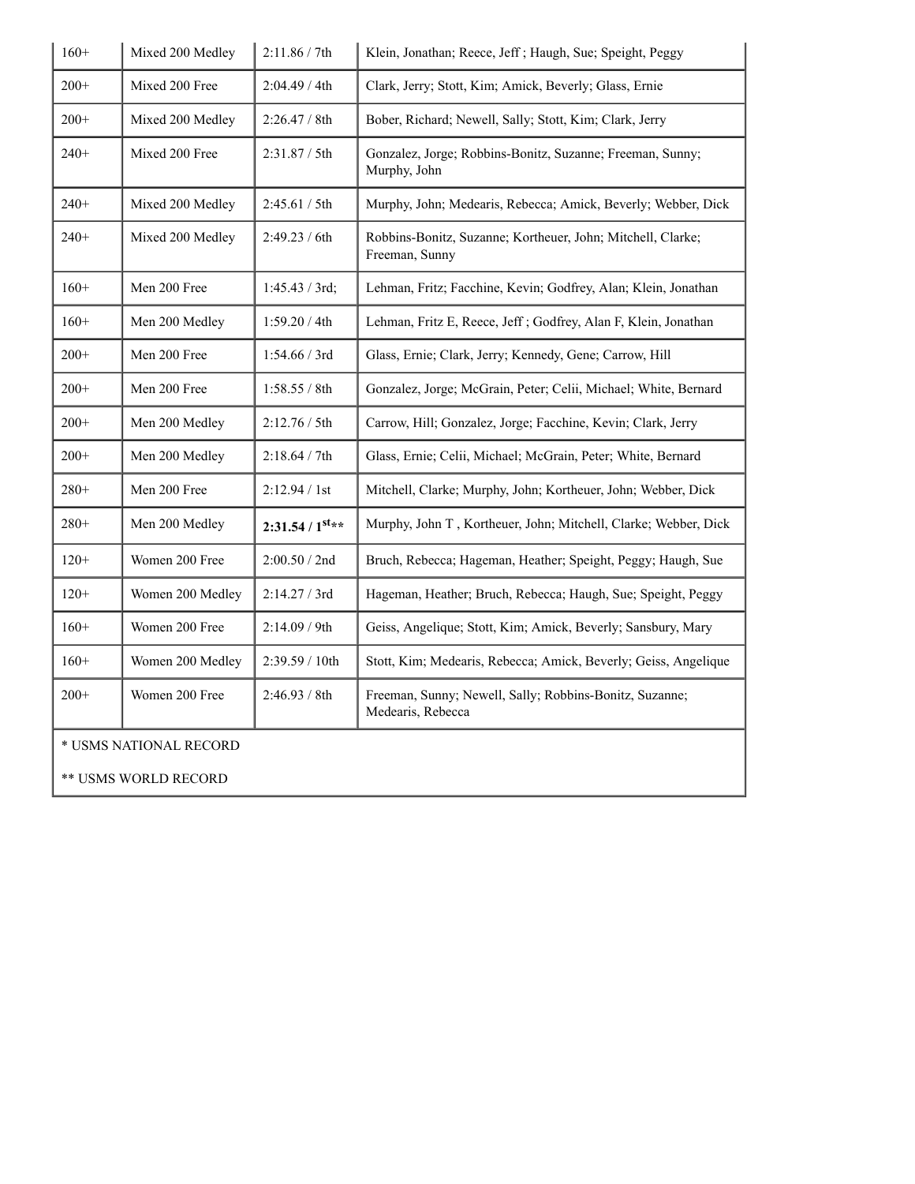| 160+ | Mixed 200 Medley | 2:11.86 / 7th | Klein, Jonathan; Reece, Jeff ; Haugh, Sue; Speight, Peggy |
|---|---|---|---|
| 200+ | Mixed 200 Free | 2:04.49 / 4th | Clark, Jerry; Stott, Kim; Amick, Beverly; Glass, Ernie |
| 200+ | Mixed 200 Medley | 2:26.47 / 8th | Bober, Richard; Newell, Sally; Stott, Kim; Clark, Jerry |
| 240+ | Mixed 200 Free | 2:31.87 / 5th | Gonzalez, Jorge; Robbins-Bonitz, Suzanne; Freeman, Sunny; Murphy, John |
| 240+ | Mixed 200 Medley | 2:45.61 / 5th | Murphy, John; Medearis, Rebecca; Amick, Beverly; Webber, Dick |
| 240+ | Mixed 200 Medley | 2:49.23 / 6th | Robbins-Bonitz, Suzanne; Kortheuer, John; Mitchell, Clarke; Freeman, Sunny |
| 160+ | Men 200 Free | 1:45.43 / 3rd; | Lehman, Fritz; Facchine, Kevin; Godfrey, Alan; Klein, Jonathan |
| 160+ | Men 200 Medley | 1:59.20 / 4th | Lehman, Fritz E, Reece, Jeff ; Godfrey, Alan F, Klein, Jonathan |
| 200+ | Men 200 Free | 1:54.66 / 3rd | Glass, Ernie; Clark, Jerry; Kennedy, Gene; Carrow, Hill |
| 200+ | Men 200 Free | 1:58.55 / 8th | Gonzalez, Jorge; McGrain, Peter; Celii, Michael; White, Bernard |
| 200+ | Men 200 Medley | 2:12.76 / 5th | Carrow, Hill; Gonzalez, Jorge; Facchine, Kevin; Clark, Jerry |
| 200+ | Men 200 Medley | 2:18.64 / 7th | Glass, Ernie; Celii, Michael; McGrain, Peter; White, Bernard |
| 280+ | Men 200 Free | 2:12.94 / 1st | Mitchell, Clarke; Murphy, John; Kortheuer, John; Webber, Dick |
| 280+ | Men 200 Medley | **2:31.54 / 1st****  | Murphy, John T , Kortheuer, John; Mitchell, Clarke; Webber, Dick |
| 120+ | Women 200 Free | 2:00.50 / 2nd | Bruch, Rebecca; Hageman, Heather; Speight, Peggy; Haugh, Sue |
| 120+ | Women 200 Medley | 2:14.27 / 3rd | Hageman, Heather; Bruch, Rebecca; Haugh, Sue; Speight, Peggy |
| 160+ | Women 200 Free | 2:14.09 / 9th | Geiss, Angelique; Stott, Kim; Amick, Beverly; Sansbury, Mary |
| 160+ | Women 200 Medley | 2:39.59 / 10th | Stott, Kim; Medearis, Rebecca; Amick, Beverly; Geiss, Angelique |
| 200+ | Women 200 Free | 2:46.93 / 8th | Freeman, Sunny; Newell, Sally; Robbins-Bonitz, Suzanne; Medearis, Rebecca |

* USMS NATIONAL RECORD

** USMS WORLD RECORD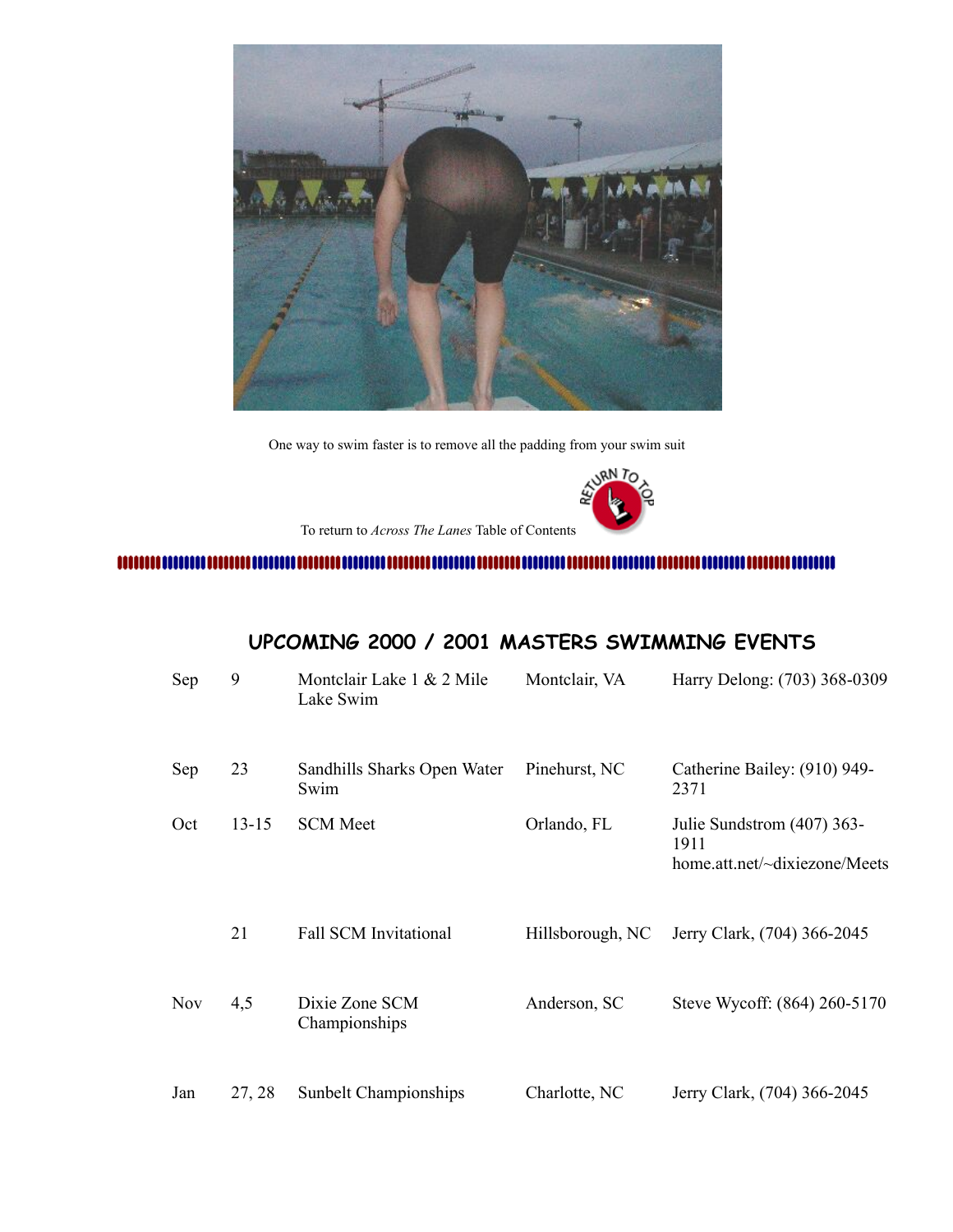One way to swim faster is to remove all the padding from your swim suit

To return to *Across The Lanes* Table of Contents

## UPCOMING 2000 / 2001 MASTERS SWIMMING EVENTS

| | | | | |
|---|---|---|---|---|
| Sep | 9 | Montclair Lake 1 & 2 Mile Lake Swim | Montclair, VA | Harry Delong: (703) 368-0309 |
| Sep | 23 | Sandhills Sharks Open Water Swim | Pinehurst, NC | Catherine Bailey: (910) 949-2371 |
| Oct | 13-15 | SCM Meet | Orlando, FL | Julie Sundstrom (407) 363-1911 home.att.net/~dixiezone/Meets |
| | 21 | Fall SCM Invitational | Hillsborough, NC | Jerry Clark, (704) 366-2045 |
| Nov | 4,5 | Dixie Zone SCM Championships | Anderson, SC | Steve Wycoff: (864) 260-5170 |
| Jan | 27, 28 | Sunbelt Championships | Charlotte, NC | Jerry Clark, (704) 366-2045 |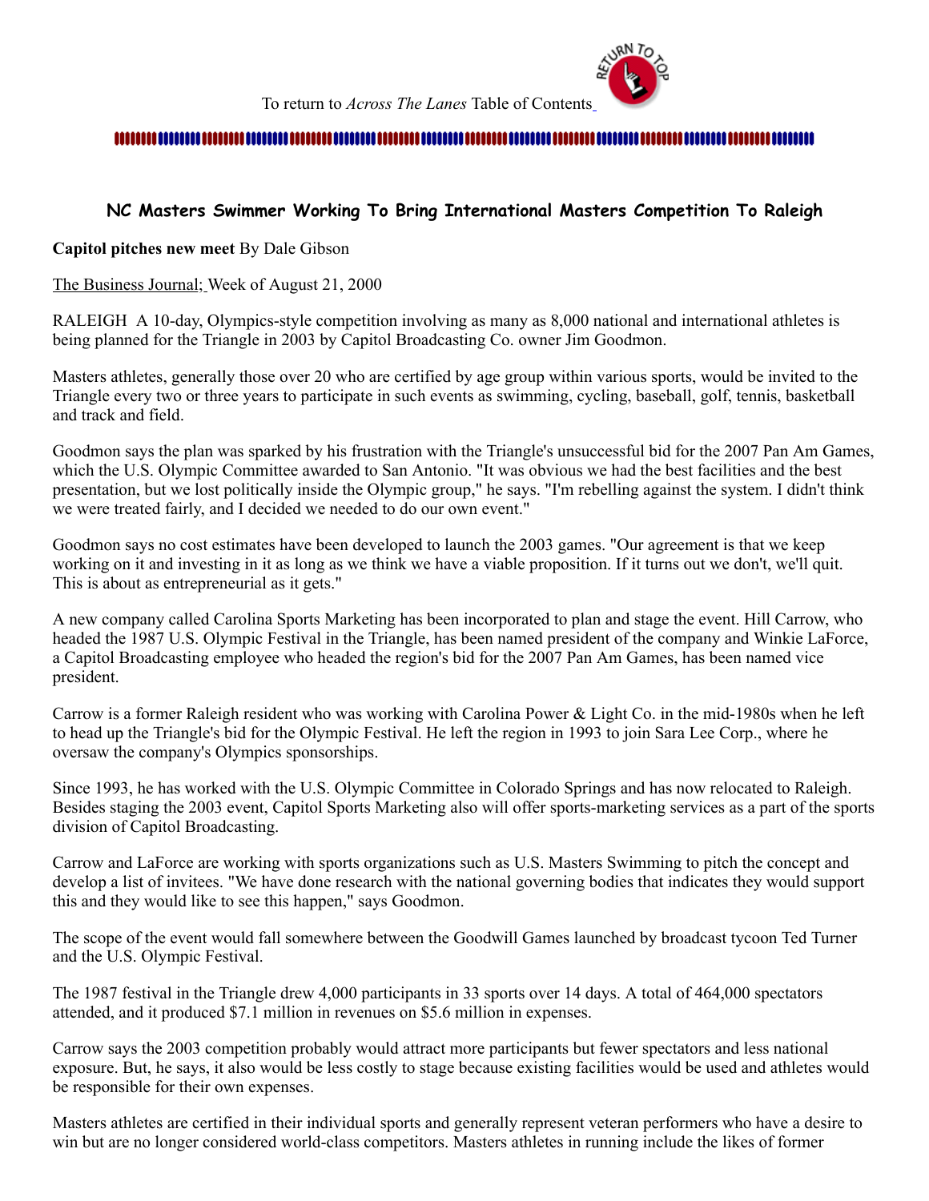To return to *Across The Lanes* Table of Contents

## NC Masters Swimmer Working To Bring International Masters Competition To Raleigh

**Capitol pitches new meet** By Dale Gibson

The Business Journal; Week of August 21, 2000

RALEIGH A 10-day, Olympics-style competition involving as many as 8,000 national and international athletes is being planned for the Triangle in 2003 by Capitol Broadcasting Co. owner Jim Goodmon.

Masters athletes, generally those over 20 who are certified by age group within various sports, would be invited to the Triangle every two or three years to participate in such events as swimming, cycling, baseball, golf, tennis, basketball and track and field.

Goodmon says the plan was sparked by his frustration with the Triangle's unsuccessful bid for the 2007 Pan Am Games, which the U.S. Olympic Committee awarded to San Antonio. "It was obvious we had the best facilities and the best presentation, but we lost politically inside the Olympic group," he says. "I'm rebelling against the system. I didn't think we were treated fairly, and I decided we needed to do our own event."

Goodmon says no cost estimates have been developed to launch the 2003 games. "Our agreement is that we keep working on it and investing in it as long as we think we have a viable proposition. If it turns out we don't, we'll quit. This is about as entrepreneurial as it gets."

A new company called Carolina Sports Marketing has been incorporated to plan and stage the event. Hill Carrow, who headed the 1987 U.S. Olympic Festival in the Triangle, has been named president of the company and Winkie LaForce, a Capitol Broadcasting employee who headed the region's bid for the 2007 Pan Am Games, has been named vice president.

Carrow is a former Raleigh resident who was working with Carolina Power & Light Co. in the mid-1980s when he left to head up the Triangle's bid for the Olympic Festival. He left the region in 1993 to join Sara Lee Corp., where he oversaw the company's Olympics sponsorships.

Since 1993, he has worked with the U.S. Olympic Committee in Colorado Springs and has now relocated to Raleigh. Besides staging the 2003 event, Capitol Sports Marketing also will offer sports-marketing services as a part of the sports division of Capitol Broadcasting.

Carrow and LaForce are working with sports organizations such as U.S. Masters Swimming to pitch the concept and develop a list of invitees. "We have done research with the national governing bodies that indicates they would support this and they would like to see this happen," says Goodmon.

The scope of the event would fall somewhere between the Goodwill Games launched by broadcast tycoon Ted Turner and the U.S. Olympic Festival.

The 1987 festival in the Triangle drew 4,000 participants in 33 sports over 14 days. A total of 464,000 spectators attended, and it produced $7.1 million in revenues on $5.6 million in expenses.

Carrow says the 2003 competition probably would attract more participants but fewer spectators and less national exposure. But, he says, it also would be less costly to stage because existing facilities would be used and athletes would be responsible for their own expenses.

Masters athletes are certified in their individual sports and generally represent veteran performers who have a desire to win but are no longer considered world-class competitors. Masters athletes in running include the likes of former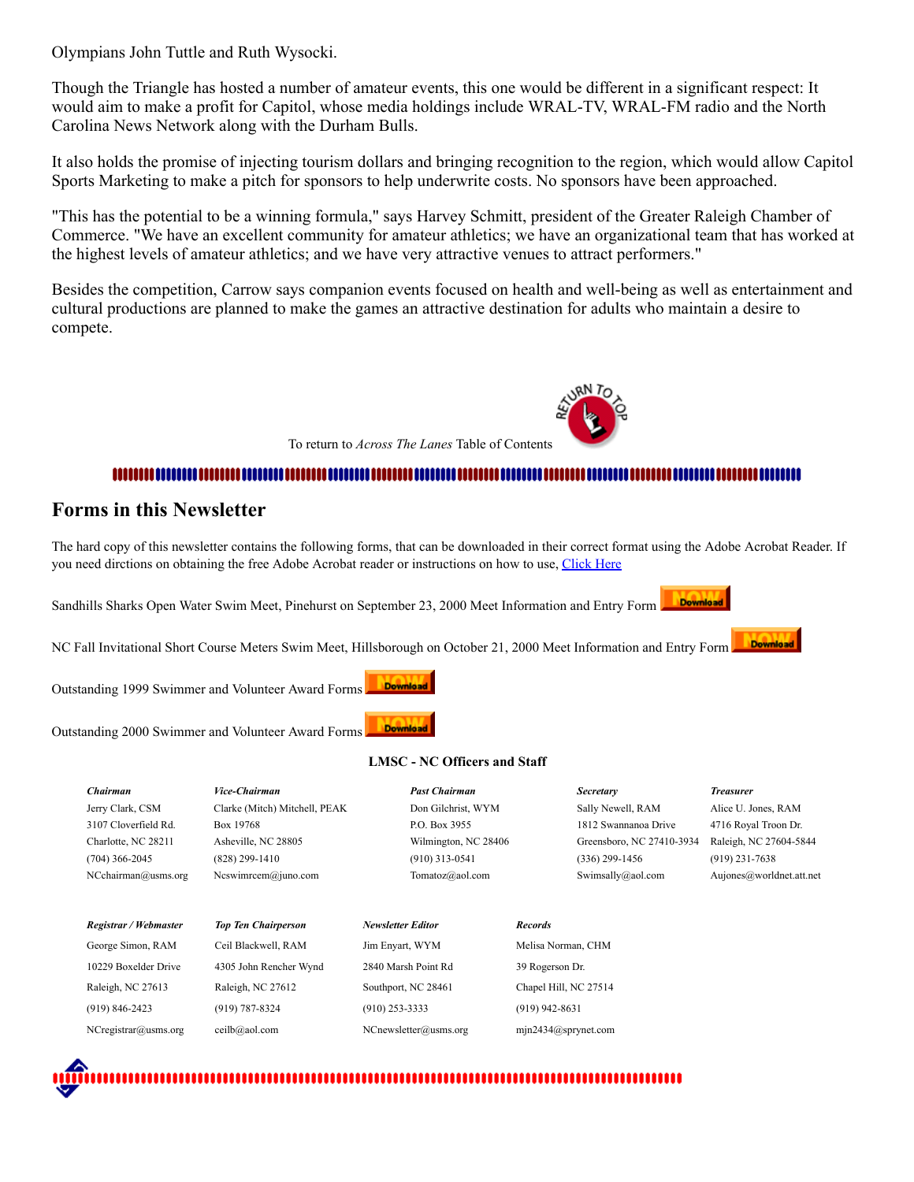Olympians John Tuttle and Ruth Wysocki.

Though the Triangle has hosted a number of amateur events, this one would be different in a significant respect: It would aim to make a profit for Capitol, whose media holdings include WRAL-TV, WRAL-FM radio and the North Carolina News Network along with the Durham Bulls.

It also holds the promise of injecting tourism dollars and bringing recognition to the region, which would allow Capitol Sports Marketing to make a pitch for sponsors to help underwrite costs. No sponsors have been approached.

"This has the potential to be a winning formula," says Harvey Schmitt, president of the Greater Raleigh Chamber of Commerce. "We have an excellent community for amateur athletics; we have an organizational team that has worked at the highest levels of amateur athletics; and we have very attractive venues to attract performers."

Besides the competition, Carrow says companion events focused on health and well-being as well as entertainment and cultural productions are planned to make the games an attractive destination for adults who maintain a desire to compete.

To return to *Across The Lanes* Table of Contents

## Forms in this Newsletter

The hard copy of this newsletter contains the following forms, that can be downloaded in their correct format using the Adobe Acrobat Reader. If you need dirctions on obtaining the free Adobe Acrobat reader or instructions on how to use, Click Here

Sandhills Sharks Open Water Swim Meet, Pinehurst on September 23, 2000 Meet Information and Entry Form

NC Fall Invitational Short Course Meters Swim Meet, Hillsborough on October 21, 2000 Meet Information and Entry Form

Outstanding 1999 Swimmer and Volunteer Award Forms

Outstanding 2000 Swimmer and Volunteer Award Forms

**LMSC - NC Officers and Staff**

| ***Chairman*** | ***Vice-Chairman*** | ***Past Chairman*** | ***Secretary*** | ***Treasurer*** |
|---|---|---|---|---|
| Jerry Clark, CSM | Clarke (Mitch) Mitchell, PEAK | Don Gilchrist, WYM | Sally Newell, RAM | Alice U. Jones, RAM |
| 3107 Cloverfield Rd. | Box 19768 | P.O. Box 3955 | 1812 Swannanoa Drive | 4716 Royal Troon Dr. |
| Charlotte, NC 28211 | Asheville, NC 28805 | Wilmington, NC 28406 | Greensboro, NC 27410-3934 | Raleigh, NC 27604-5844 |
| (704) 366-2045 | (828) 299-1410 | (910) 313-0541 | (336) 299-1456 | (919) 231-7638 |
| NCchairman@usms.org | Ncswimrcem@juno.com | Tomatoz@aol.com | Swimsally@aol.com | Aujones@worldnet.att.net |

| ***Registrar / Webmaster*** | ***Top Ten Chairperson*** | ***Newsletter Editor*** | ***Records*** |
|---|---|---|---|
| George Simon, RAM | Ceil Blackwell, RAM | Jim Enyart, WYM | Melisa Norman, CHM |
| 10229 Boxelder Drive | 4305 John Rencher Wynd | 2840 Marsh Point Rd | 39 Rogerson Dr. |
| Raleigh, NC 27613 | Raleigh, NC 27612 | Southport, NC 28461 | Chapel Hill, NC 27514 |
| (919) 846-2423 | (919) 787-8324 | (910) 253-3333 | (919) 942-8631 |
| NCregistrar@usms.org | ceilb@aol.com | NCnewsletter@usms.org | mjn2434@sprynet.com |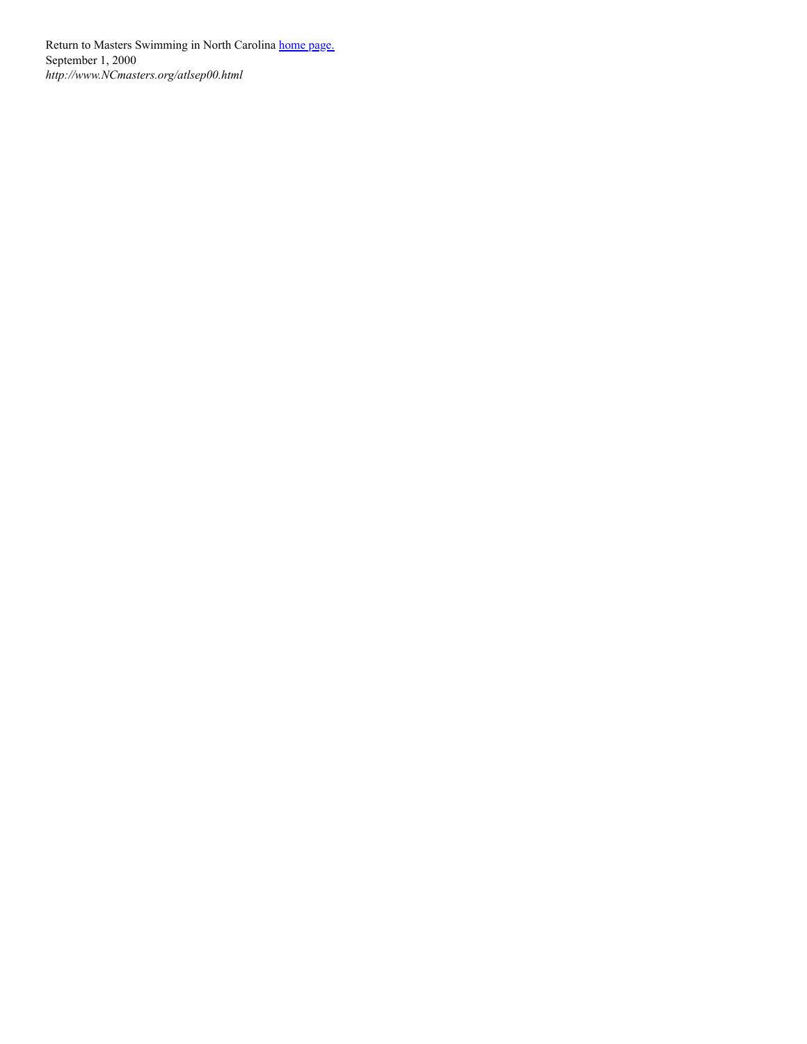Return to Masters Swimming in North Carolina [home page.](http://www.NCmasters.org)
September 1, 2000
*http://www.NCmasters.org/atlsep00.html*